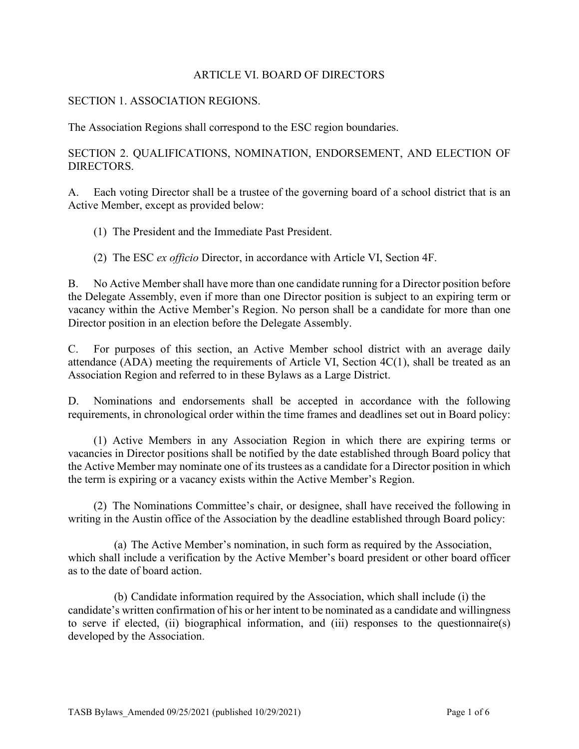# ARTICLE VI. BOARD OF DIRECTORS

## SECTION 1. ASSOCIATION REGIONS.

The Association Regions shall correspond to the ESC region boundaries.

## SECTION 2. QUALIFICATIONS, NOMINATION, ENDORSEMENT, AND ELECTION OF DIRECTORS.

A. Each voting Director shall be a trustee of the governing board of a school district that is an Active Member, except as provided below:

(1) The President and the Immediate Past President.

(2) The ESC *ex officio* Director, in accordance with Article VI, Section 4F.

B. No Active Member shall have more than one candidate running for a Director position before the Delegate Assembly, even if more than one Director position is subject to an expiring term or vacancy within the Active Member's Region. No person shall be a candidate for more than one Director position in an election before the Delegate Assembly.

C. For purposes of this section, an Active Member school district with an average daily attendance (ADA) meeting the requirements of Article VI, Section 4C(1), shall be treated as an Association Region and referred to in these Bylaws as a Large District.

D. Nominations and endorsements shall be accepted in accordance with the following requirements, in chronological order within the time frames and deadlines set out in Board policy:

(1) Active Members in any Association Region in which there are expiring terms or vacancies in Director positions shall be notified by the date established through Board policy that the Active Member may nominate one of its trustees as a candidate for a Director position in which the term is expiring or a vacancy exists within the Active Member's Region.

(2) The Nominations Committee's chair, or designee, shall have received the following in writing in the Austin office of the Association by the deadline established through Board policy:

(a) The Active Member's nomination, in such form as required by the Association, which shall include a verification by the Active Member's board president or other board officer as to the date of board action.

(b) Candidate information required by the Association, which shall include (i) the candidate's written confirmation of his or her intent to be nominated as a candidate and willingness to serve if elected, (ii) biographical information, and (iii) responses to the questionnaire(s) developed by the Association.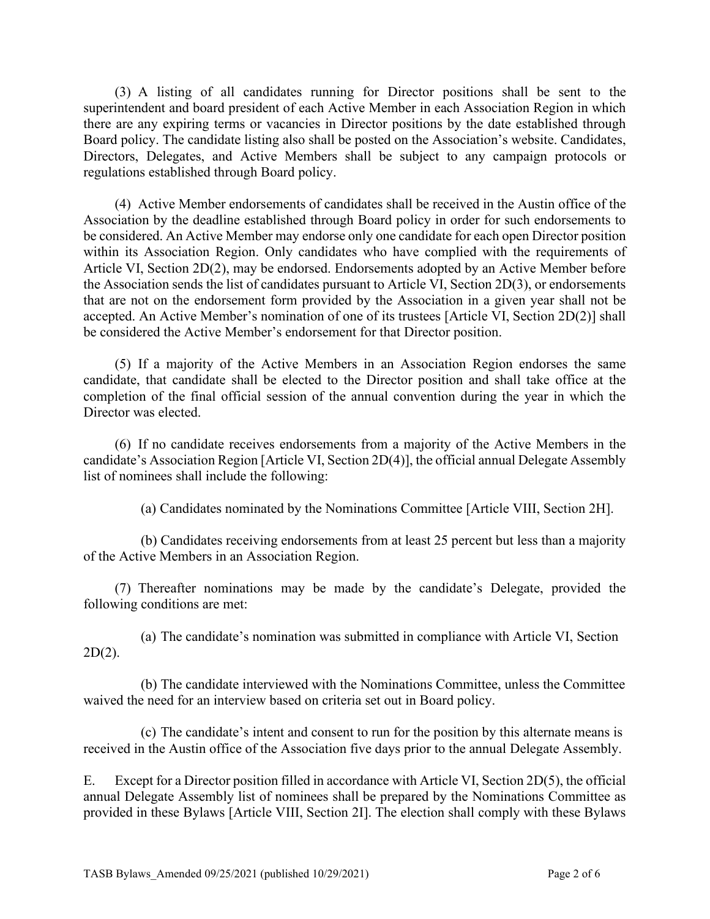(3) A listing of all candidates running for Director positions shall be sent to the superintendent and board president of each Active Member in each Association Region in which there are any expiring terms or vacancies in Director positions by the date established through Board policy. The candidate listing also shall be posted on the Association's website. Candidates, Directors, Delegates, and Active Members shall be subject to any campaign protocols or regulations established through Board policy.

(4) Active Member endorsements of candidates shall be received in the Austin office of the Association by the deadline established through Board policy in order for such endorsements to be considered. An Active Member may endorse only one candidate for each open Director position within its Association Region. Only candidates who have complied with the requirements of Article VI, Section 2D(2), may be endorsed. Endorsements adopted by an Active Member before the Association sends the list of candidates pursuant to Article VI, Section 2D(3), or endorsements that are not on the endorsement form provided by the Association in a given year shall not be accepted. An Active Member's nomination of one of its trustees [Article VI, Section 2D(2)] shall be considered the Active Member's endorsement for that Director position.

(5) If a majority of the Active Members in an Association Region endorses the same candidate, that candidate shall be elected to the Director position and shall take office at the completion of the final official session of the annual convention during the year in which the Director was elected.

(6) If no candidate receives endorsements from a majority of the Active Members in the candidate's Association Region [Article VI, Section 2D(4)], the official annual Delegate Assembly list of nominees shall include the following:

(a) Candidates nominated by the Nominations Committee [Article VIII, Section 2H].

(b) Candidates receiving endorsements from at least 25 percent but less than a majority of the Active Members in an Association Region.

(7) Thereafter nominations may be made by the candidate's Delegate, provided the following conditions are met:

(a) The candidate's nomination was submitted in compliance with Article VI, Section 2D(2).

(b) The candidate interviewed with the Nominations Committee, unless the Committee waived the need for an interview based on criteria set out in Board policy.

(c) The candidate's intent and consent to run for the position by this alternate means is received in the Austin office of the Association five days prior to the annual Delegate Assembly.

E. Except for a Director position filled in accordance with Article VI, Section 2D(5), the official annual Delegate Assembly list of nominees shall be prepared by the Nominations Committee as provided in these Bylaws [Article VIII, Section 2I]. The election shall comply with these Bylaws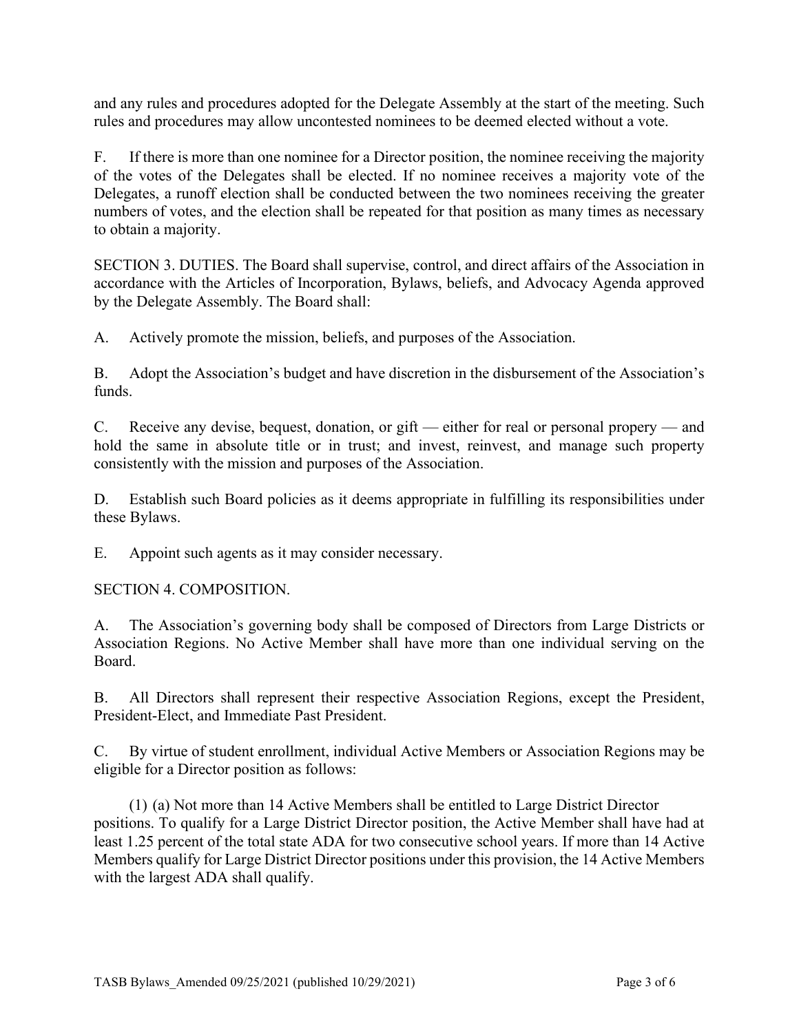and any rules and procedures adopted for the Delegate Assembly at the start of the meeting. Such rules and procedures may allow uncontested nominees to be deemed elected without a vote.

F. If there is more than one nominee for a Director position, the nominee receiving the majority of the votes of the Delegates shall be elected. If no nominee receives a majority vote of the Delegates, a runoff election shall be conducted between the two nominees receiving the greater numbers of votes, and the election shall be repeated for that position as many times as necessary to obtain a majority.

SECTION 3. DUTIES. The Board shall supervise, control, and direct affairs of the Association in accordance with the Articles of Incorporation, Bylaws, beliefs, and Advocacy Agenda approved by the Delegate Assembly. The Board shall:

A. Actively promote the mission, beliefs, and purposes of the Association.

B. Adopt the Association's budget and have discretion in the disbursement of the Association's funds.

C. Receive any devise, bequest, donation, or gift — either for real or personal propery — and hold the same in absolute title or in trust; and invest, reinvest, and manage such property consistently with the mission and purposes of the Association.

D. Establish such Board policies as it deems appropriate in fulfilling its responsibilities under these Bylaws.

E. Appoint such agents as it may consider necessary.

SECTION 4. COMPOSITION.

A. The Association's governing body shall be composed of Directors from Large Districts or Association Regions. No Active Member shall have more than one individual serving on the Board.

B. All Directors shall represent their respective Association Regions, except the President, President-Elect, and Immediate Past President.

C. By virtue of student enrollment, individual Active Members or Association Regions may be eligible for a Director position as follows:

(1) (a) Not more than 14 Active Members shall be entitled to Large District Director positions. To qualify for a Large District Director position, the Active Member shall have had at least 1.25 percent of the total state ADA for two consecutive school years. If more than 14 Active Members qualify for Large District Director positions under this provision, the 14 Active Members with the largest ADA shall qualify.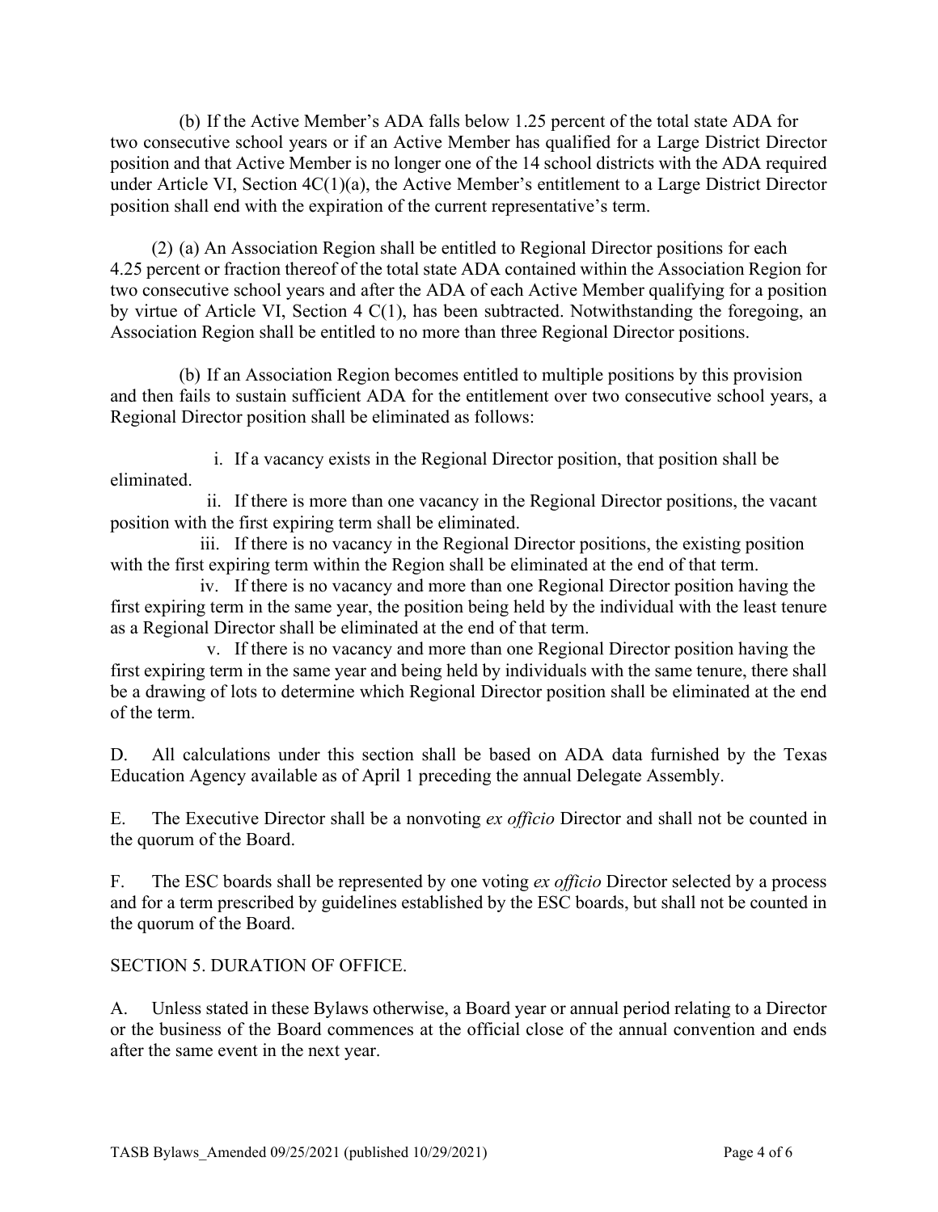(b) If the Active Member's ADA falls below 1.25 percent of the total state ADA for two consecutive school years or if an Active Member has qualified for a Large District Director position and that Active Member is no longer one of the 14 school districts with the ADA required under Article VI, Section 4C(1)(a), the Active Member's entitlement to a Large District Director position shall end with the expiration of the current representative's term.

(2) (a) An Association Region shall be entitled to Regional Director positions for each 4.25 percent or fraction thereof of the total state ADA contained within the Association Region for two consecutive school years and after the ADA of each Active Member qualifying for a position by virtue of Article VI, Section 4 C(1), has been subtracted. Notwithstanding the foregoing, an Association Region shall be entitled to no more than three Regional Director positions.

(b) If an Association Region becomes entitled to multiple positions by this provision and then fails to sustain sufficient ADA for the entitlement over two consecutive school years, a Regional Director position shall be eliminated as follows:

i. If a vacancy exists in the Regional Director position, that position shall be eliminated.

ii. If there is more than one vacancy in the Regional Director positions, the vacant position with the first expiring term shall be eliminated.

iii. If there is no vacancy in the Regional Director positions, the existing position with the first expiring term within the Region shall be eliminated at the end of that term.

iv. If there is no vacancy and more than one Regional Director position having the first expiring term in the same year, the position being held by the individual with the least tenure as a Regional Director shall be eliminated at the end of that term.

v. If there is no vacancy and more than one Regional Director position having the first expiring term in the same year and being held by individuals with the same tenure, there shall be a drawing of lots to determine which Regional Director position shall be eliminated at the end of the term.

D. All calculations under this section shall be based on ADA data furnished by the Texas Education Agency available as of April 1 preceding the annual Delegate Assembly.

E. The Executive Director shall be a nonvoting *ex officio* Director and shall not be counted in the quorum of the Board.

F. The ESC boards shall be represented by one voting *ex officio* Director selected by a process and for a term prescribed by guidelines established by the ESC boards, but shall not be counted in the quorum of the Board.

SECTION 5. DURATION OF OFFICE.

A. Unless stated in these Bylaws otherwise, a Board year or annual period relating to a Director or the business of the Board commences at the official close of the annual convention and ends after the same event in the next year.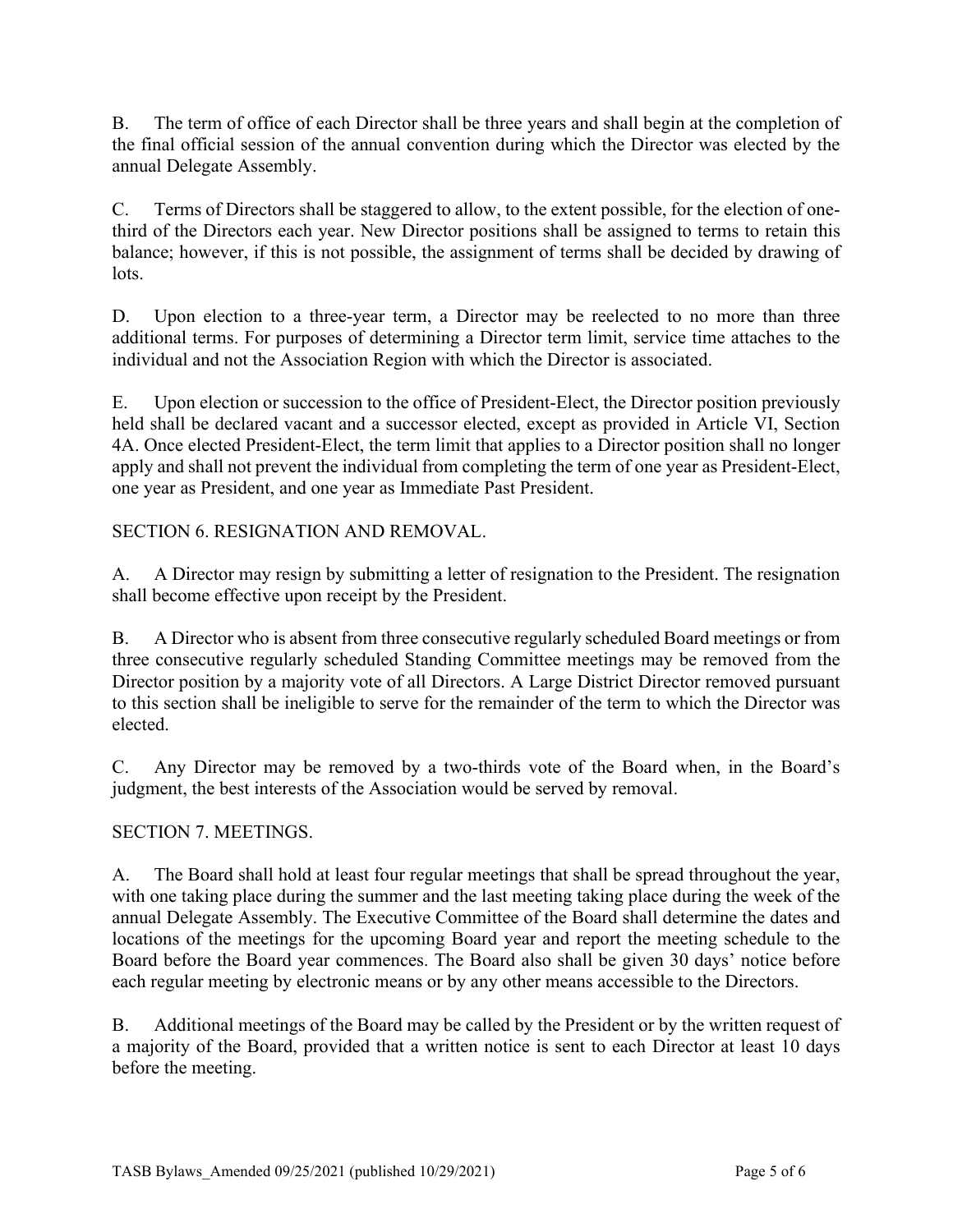B. The term of office of each Director shall be three years and shall begin at the completion of the final official session of the annual convention during which the Director was elected by the annual Delegate Assembly.

C. Terms of Directors shall be staggered to allow, to the extent possible, for the election of one-third of the Directors each year. New Director positions shall be assigned to terms to retain this balance; however, if this is not possible, the assignment of terms shall be decided by drawing of lots.

D. Upon election to a three-year term, a Director may be reelected to no more than three additional terms. For purposes of determining a Director term limit, service time attaches to the individual and not the Association Region with which the Director is associated.

E. Upon election or succession to the office of President-Elect, the Director position previously held shall be declared vacant and a successor elected, except as provided in Article VI, Section 4A. Once elected President-Elect, the term limit that applies to a Director position shall no longer apply and shall not prevent the individual from completing the term of one year as President-Elect, one year as President, and one year as Immediate Past President.

SECTION 6. RESIGNATION AND REMOVAL.

A. A Director may resign by submitting a letter of resignation to the President. The resignation shall become effective upon receipt by the President.

B. A Director who is absent from three consecutive regularly scheduled Board meetings or from three consecutive regularly scheduled Standing Committee meetings may be removed from the Director position by a majority vote of all Directors. A Large District Director removed pursuant to this section shall be ineligible to serve for the remainder of the term to which the Director was elected.

C. Any Director may be removed by a two-thirds vote of the Board when, in the Board's judgment, the best interests of the Association would be served by removal.

SECTION 7. MEETINGS.

A. The Board shall hold at least four regular meetings that shall be spread throughout the year, with one taking place during the summer and the last meeting taking place during the week of the annual Delegate Assembly. The Executive Committee of the Board shall determine the dates and locations of the meetings for the upcoming Board year and report the meeting schedule to the Board before the Board year commences. The Board also shall be given 30 days' notice before each regular meeting by electronic means or by any other means accessible to the Directors.

B. Additional meetings of the Board may be called by the President or by the written request of a majority of the Board, provided that a written notice is sent to each Director at least 10 days before the meeting.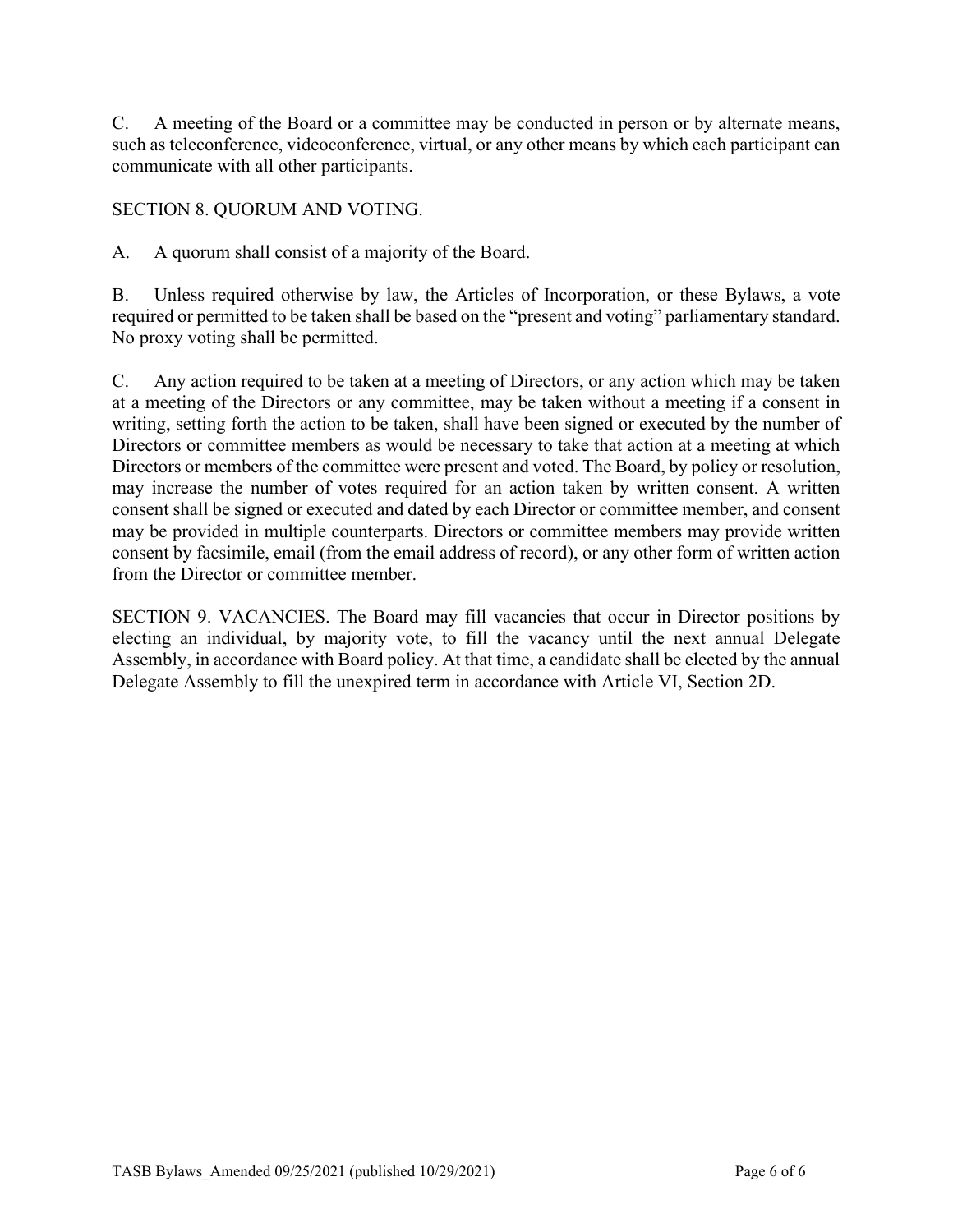C. A meeting of the Board or a committee may be conducted in person or by alternate means, such as teleconference, videoconference, virtual, or any other means by which each participant can communicate with all other participants.

SECTION 8. QUORUM AND VOTING.

A. A quorum shall consist of a majority of the Board.

B. Unless required otherwise by law, the Articles of Incorporation, or these Bylaws, a vote required or permitted to be taken shall be based on the "present and voting" parliamentary standard. No proxy voting shall be permitted.

C. Any action required to be taken at a meeting of Directors, or any action which may be taken at a meeting of the Directors or any committee, may be taken without a meeting if a consent in writing, setting forth the action to be taken, shall have been signed or executed by the number of Directors or committee members as would be necessary to take that action at a meeting at which Directors or members of the committee were present and voted. The Board, by policy or resolution, may increase the number of votes required for an action taken by written consent. A written consent shall be signed or executed and dated by each Director or committee member, and consent may be provided in multiple counterparts. Directors or committee members may provide written consent by facsimile, email (from the email address of record), or any other form of written action from the Director or committee member.

SECTION 9. VACANCIES. The Board may fill vacancies that occur in Director positions by electing an individual, by majority vote, to fill the vacancy until the next annual Delegate Assembly, in accordance with Board policy. At that time, a candidate shall be elected by the annual Delegate Assembly to fill the unexpired term in accordance with Article VI, Section 2D.